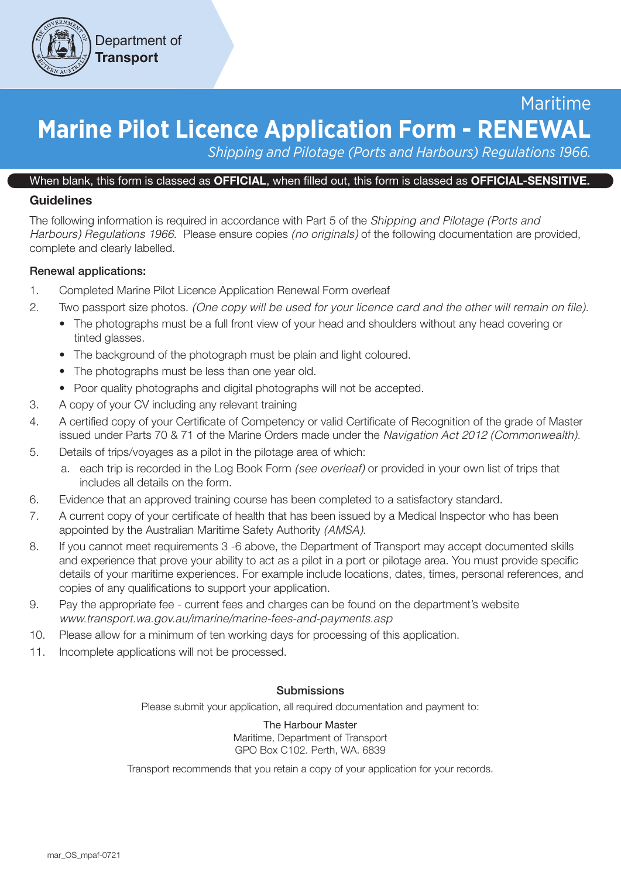Department of **Transport**

Maritime

# Marine Pilot Licence Application Form - RENEWAL

*Shipping and Pilotage (Ports and Harbours) Regulations 1966.*

When blank, this form is classed as **OFFICIAL**, when filled out, this form is classed as **OFFICIAL-SENSITIVE.**

## Guidelines

The following information is required in accordance with Part 5 of the *Shipping and Pilotage (Ports and Harbours) Regulations 1966*. Please ensure copies *(no originals)* of the following documentation are provided, complete and clearly labelled.

### Renewal applications:

1. Completed Marine Pilot Licence Application Renewal Form overleaf
2. Two passport size photos. *(One copy will be used for your licence card and the other will remain on file).*
   - The photographs must be a full front view of your head and shoulders without any head covering or tinted glasses.
   - The background of the photograph must be plain and light coloured.
   - The photographs must be less than one year old.
   - Poor quality photographs and digital photographs will not be accepted.
3. A copy of your CV including any relevant training
4. A certified copy of your Certificate of Competency or valid Certificate of Recognition of the grade of Master issued under Parts 70 & 71 of the Marine Orders made under the *Navigation Act 2012 (Commonwealth).*
5. Details of trips/voyages as a pilot in the pilotage area of which:
   a. each trip is recorded in the Log Book Form *(see overleaf)* or provided in your own list of trips that includes all details on the form.
6. Evidence that an approved training course has been completed to a satisfactory standard.
7. A current copy of your certificate of health that has been issued by a Medical Inspector who has been appointed by the Australian Maritime Safety Authority *(AMSA).*
8. If you cannot meet requirements 3 -6 above, the Department of Transport may accept documented skills and experience that prove your ability to act as a pilot in a port or pilotage area. You must provide specific details of your maritime experiences. For example include locations, dates, times, personal references, and copies of any qualifications to support your application.
9. Pay the appropriate fee - current fees and charges can be found on the department's website *www.transport.wa.gov.au/imarine/marine-fees-and-payments.asp*
10. Please allow for a minimum of ten working days for processing of this application.
11. Incomplete applications will not be processed.

### Submissions

Please submit your application, all required documentation and payment to:

The Harbour Master
Maritime, Department of Transport
GPO Box C102. Perth, WA. 6839

Transport recommends that you retain a copy of your application for your records.

mar_OS_mpaf-0721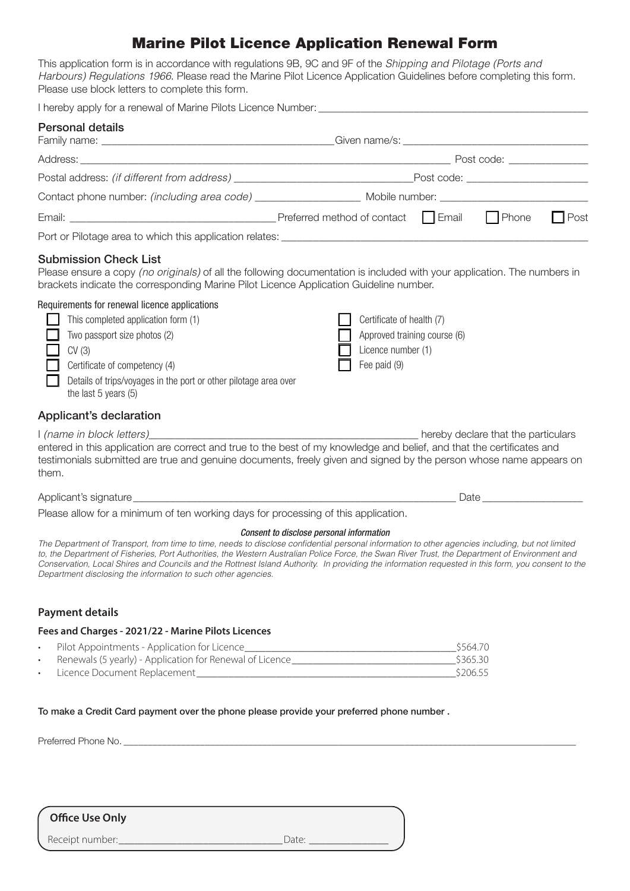# Marine Pilot Licence Application Renewal Form

This application form is in accordance with regulations 9B, 9C and 9F of the *Shipping and Pilotage (Ports and Harbours) Regulations 1966*. Please read the Marine Pilot Licence Application Guidelines before completing this form. Please use block letters to complete this form.

I hereby apply for a renewal of Marine Pilots Licence Number: ____________________

## Personal details

Family name: ____________________ Given name/s: ____________________

Address: ____________________ Post code: __________

Postal address: *(if different from address)* ____________________ Post code: __________

Contact phone number: *(including area code)* ____________ Mobile number: ____________

Email: ____________________ Preferred method of contact ☐ Email ☐ Phone ☐ Post

Port or Pilotage area to which this application relates: ____________________

## Submission Check List

Please ensure a copy *(no originals)* of all the following documentation is included with your application. The numbers in brackets indicate the corresponding Marine Pilot Licence Application Guideline number.

### Requirements for renewal licence applications

- ☐ This completed application form (1)
- ☐ Two passport size photos (2)
- ☐ CV (3)
- ☐ Certificate of competency (4)
- ☐ Details of trips/voyages in the port or other pilotage area over the last 5 years (5)
- ☐ Certificate of health (7)
- ☐ Approved training course (6)
- ☐ Licence number (1)
- ☐ Fee paid (9)

## Applicant's declaration

I *(name in block letters)*____________________ hereby declare that the particulars entered in this application are correct and true to the best of my knowledge and belief, and that the certificates and testimonials submitted are true and genuine documents, freely given and signed by the person whose name appears on them.

Applicant's signature____________________ Date __________

Please allow for a minimum of ten working days for processing of this application.

*Consent to disclose personal information*

*The Department of Transport, from time to time, needs to disclose confidential personal information to other agencies including, but not limited to, the Department of Fisheries, Port Authorities, the Western Australian Police Force, the Swan River Trust, the Department of Environment and Conservation, Local Shires and Councils and the Rottnest Island Authority. In providing the information requested in this form, you consent to the Department disclosing the information to such other agencies.*

### Payment details

#### Fees and Charges - 2021/22 - Marine Pilots Licences

- Pilot Appointments - Application for Licence __________ $564.70
- Renewals (5 yearly) - Application for Renewal of Licence __________ $365.30
- Licence Document Replacement __________ $206.55

**To make a Credit Card payment over the phone please provide your preferred phone number .**

Preferred Phone No. ____________________

**Office Use Only**

Receipt number:____________________ Date: __________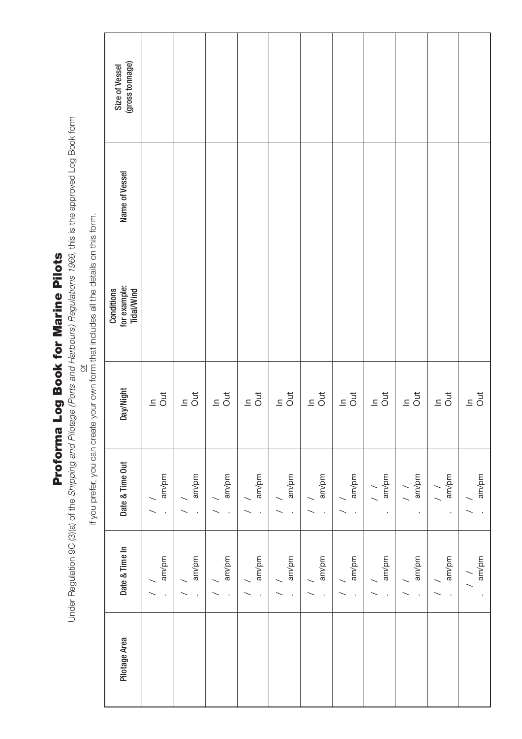# Proforma Log Book for Marine Pilots

Under Regulation 9C (3)(a) of the *Shipping and Pilotage (Ports and Harbours) Regulations 1966*, this is the approved Log Book form

or

if you prefer, you can create your own form that includes all the details on this form.

| Pilotage Area | Date & Time In | Date & Time Out | Day/Night | Conditions for example: Tidal/Wind | Name of Vessel | Size of Vessel (gross tonnage) |
|---|---|---|---|---|---|---|
| | / / . am/pm | / / . am/pm | In Out | | | |
| | / / . am/pm | / / . am/pm | In Out | | | |
| | / / . am/pm | / / . am/pm | In Out | | | |
| | / / . am/pm | / / . am/pm | In Out | | | |
| | / / . am/pm | / / . am/pm | In Out | | | |
| | / / . am/pm | / / . am/pm | In Out | | | |
| | / / . am/pm | / / . am/pm | In Out | | | |
| | / / . am/pm | / / . am/pm | In Out | | | |
| | / / . am/pm | / / . am/pm | In Out | | | |
| | / / . am/pm | / / . am/pm | In Out | | | |
| | / / . am/pm | / / . am/pm | In Out | | | |